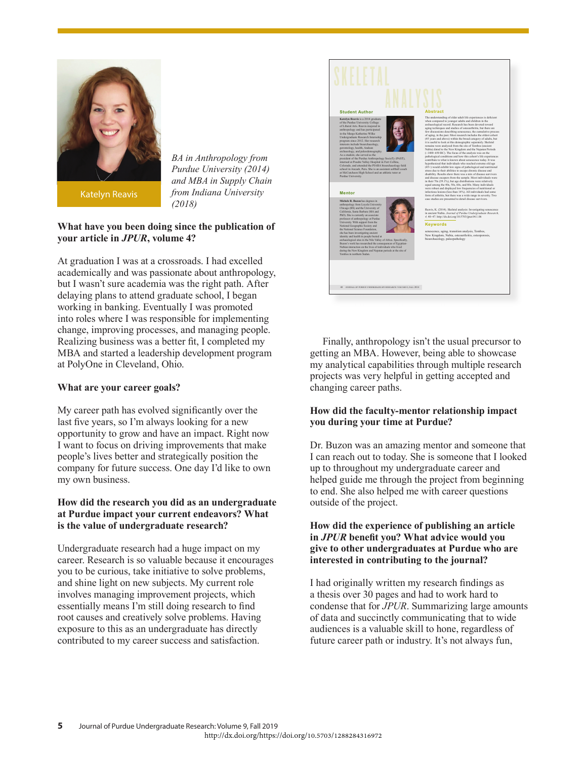Katelyn Reavis

*BA in Anthropology from Purdue University (2014) and MBA in Supply Chain from Indiana University (2018)*

**What have you been doing since the publication of your article in *JPUR*, volume 4?**

At graduation I was at a crossroads. I had excelled academically and was passionate about anthropology, but I wasn't sure academia was the right path. After delaying plans to attend graduate school, I began working in banking. Eventually I was promoted into roles where I was responsible for implementing change, improving processes, and managing people. Realizing business was a better fit, I completed my MBA and started a leadership development program at PolyOne in Cleveland, Ohio.

**What are your career goals?**

My career path has evolved significantly over the last five years, so I'm always looking for a new opportunity to grow and have an impact. Right now I want to focus on driving improvements that make people's lives better and strategically position the company for future success. One day I'd like to own my own business.

**How did the research you did as an undergraduate at Purdue impact your current endeavors? What is the value of undergraduate research?**

Undergraduate research had a huge impact on my career. Research is so valuable because it encourages you to be curious, take initiative to solve problems, and shine light on new subjects. My current role involves managing improvement projects, which essentially means I'm still doing research to find root causes and creatively solve problems. Having exposure to this as an undergraduate has directly contributed to my career success and satisfaction.

Finally, anthropology isn't the usual precursor to getting an MBA. However, being able to showcase my analytical capabilities through multiple research projects was very helpful in getting accepted and changing career paths.

**How did the faculty-mentor relationship impact you during your time at Purdue?**

Dr. Buzon was an amazing mentor and someone that I can reach out to today. She is someone that I looked up to throughout my undergraduate career and helped guide me through the project from beginning to end. She also helped me with career questions outside of the project.

**How did the experience of publishing an article in *JPUR* benefit you? What advice would you give to other undergraduates at Purdue who are interested in contributing to the journal?**

I had originally written my research findings as a thesis over 30 pages and had to work hard to condense that for *JPUR*. Summarizing large amounts of data and succinctly communicating that to wide audiences is a valuable skill to hone, regardless of future career path or industry. It's not always fun,

http://dx.doi.org/https://doi.org/10.5703/1288284316972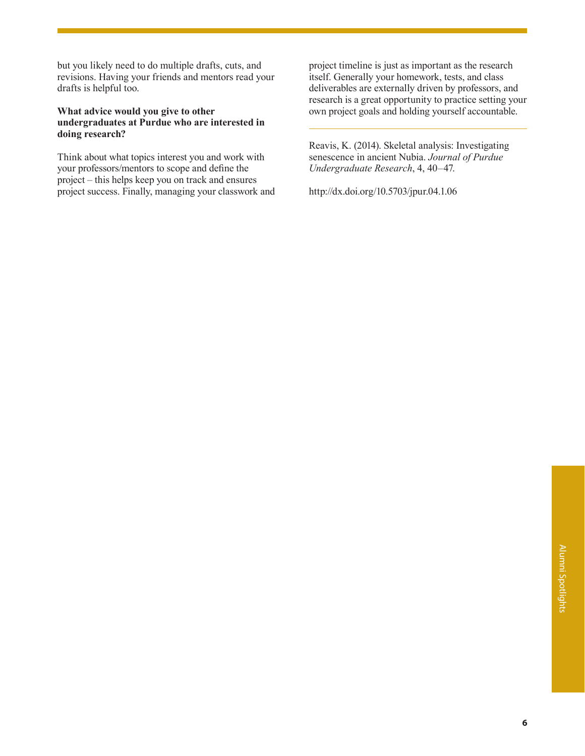but you likely need to do multiple drafts, cuts, and revisions. Having your friends and mentors read your drafts is helpful too.

**What advice would you give to other undergraduates at Purdue who are interested in doing research?**

Think about what topics interest you and work with your professors/mentors to scope and define the project – this helps keep you on track and ensures project success. Finally, managing your classwork and project timeline is just as important as the research itself. Generally your homework, tests, and class deliverables are externally driven by professors, and research is a great opportunity to practice setting your own project goals and holding yourself accountable.

---

Reavis, K. (2014). Skeletal analysis: Investigating senescence in ancient Nubia. *Journal of Purdue Undergraduate Research*, 4, 40–47.

http://dx.doi.org/10.5703/jpur.04.1.06